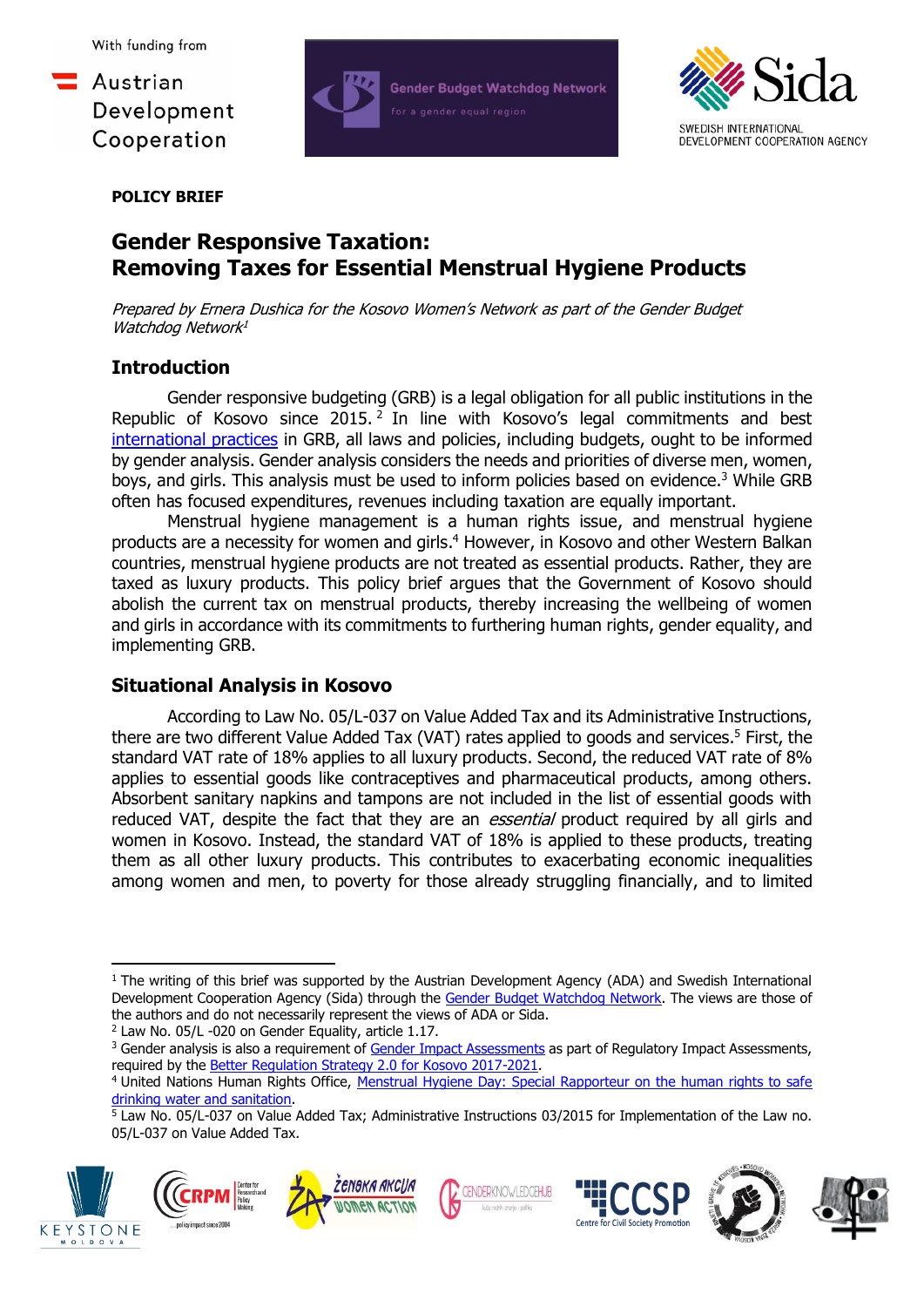With funding from

Austrian Development Cooperation

Gender Budget Watchdog Network
For a gender equal region

Sida
SWEDISH INTERNATIONAL DEVELOPMENT COOPERATION AGENCY

**POLICY BRIEF**

# Gender Responsive Taxation: Removing Taxes for Essential Menstrual Hygiene Products

*Prepared by Ernera Dushica for the Kosovo Women's Network as part of the Gender Budget Watchdog Network*[1]

## Introduction

Gender responsive budgeting (GRB) is a legal obligation for all public institutions in the Republic of Kosovo since 2015.[2] In line with Kosovo's legal commitments and best international practices in GRB, all laws and policies, including budgets, ought to be informed by gender analysis. Gender analysis considers the needs and priorities of diverse men, women, boys, and girls. This analysis must be used to inform policies based on evidence.[3] While GRB often has focused expenditures, revenues including taxation are equally important.

Menstrual hygiene management is a human rights issue, and menstrual hygiene products are a necessity for women and girls.[4] However, in Kosovo and other Western Balkan countries, menstrual hygiene products are not treated as essential products. Rather, they are taxed as luxury products. This policy brief argues that the Government of Kosovo should abolish the current tax on menstrual products, thereby increasing the wellbeing of women and girls in accordance with its commitments to furthering human rights, gender equality, and implementing GRB.

## Situational Analysis in Kosovo

According to Law No. 05/L-037 on Value Added Tax and its Administrative Instructions, there are two different Value Added Tax (VAT) rates applied to goods and services.[5] First, the standard VAT rate of 18% applies to all luxury products. Second, the reduced VAT rate of 8% applies to essential goods like contraceptives and pharmaceutical products, among others. Absorbent sanitary napkins and tampons are not included in the list of essential goods with reduced VAT, despite the fact that they are an *essential* product required by all girls and women in Kosovo. Instead, the standard VAT of 18% is applied to these products, treating them as all other luxury products. This contributes to exacerbating economic inequalities among women and men, to poverty for those already struggling financially, and to limited

---

[1] The writing of this brief was supported by the Austrian Development Agency (ADA) and Swedish International Development Cooperation Agency (Sida) through the Gender Budget Watchdog Network. The views are those of the authors and do not necessarily represent the views of ADA or Sida.

[2] Law No. 05/L -020 on Gender Equality, article 1.17.

[3] Gender analysis is also a requirement of Gender Impact Assessments as part of Regulatory Impact Assessments, required by the Better Regulation Strategy 2.0 for Kosovo 2017-2021.

[4] United Nations Human Rights Office, Menstrual Hygiene Day: Special Rapporteur on the human rights to safe drinking water and sanitation.

[5] Law No. 05/L-037 on Value Added Tax; Administrative Instructions 03/2015 for Implementation of the Law no. 05/L-037 on Value Added Tax.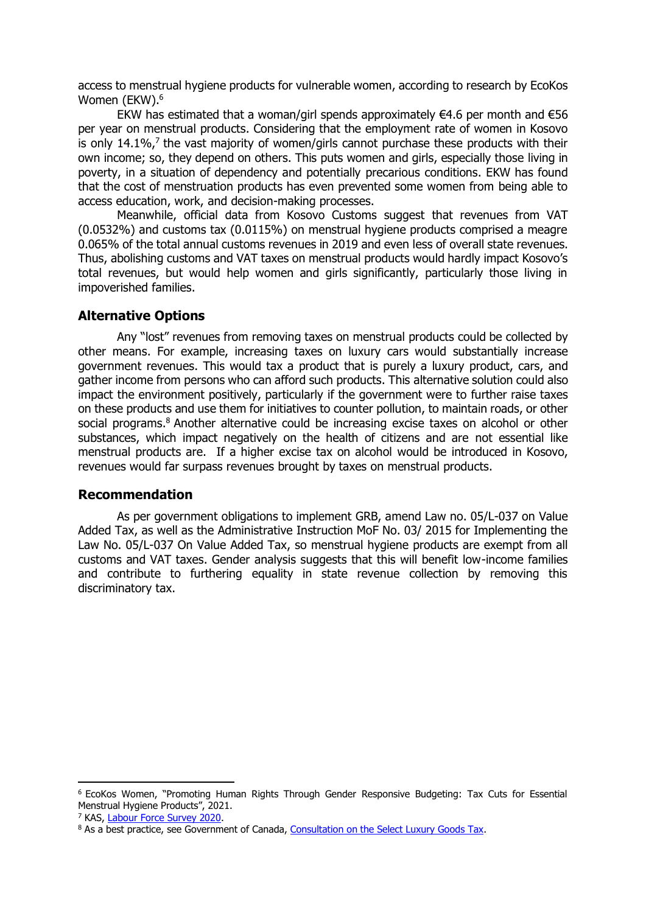access to menstrual hygiene products for vulnerable women, according to research by EcoKos Women (EKW).[6]

EKW has estimated that a woman/girl spends approximately €4.6 per month and €56 per year on menstrual products. Considering that the employment rate of women in Kosovo is only 14.1%,[7] the vast majority of women/girls cannot purchase these products with their own income; so, they depend on others. This puts women and girls, especially those living in poverty, in a situation of dependency and potentially precarious conditions. EKW has found that the cost of menstruation products has even prevented some women from being able to access education, work, and decision-making processes.

Meanwhile, official data from Kosovo Customs suggest that revenues from VAT (0.0532%) and customs tax (0.0115%) on menstrual hygiene products comprised a meagre 0.065% of the total annual customs revenues in 2019 and even less of overall state revenues. Thus, abolishing customs and VAT taxes on menstrual products would hardly impact Kosovo's total revenues, but would help women and girls significantly, particularly those living in impoverished families.

## Alternative Options

Any "lost" revenues from removing taxes on menstrual products could be collected by other means. For example, increasing taxes on luxury cars would substantially increase government revenues. This would tax a product that is purely a luxury product, cars, and gather income from persons who can afford such products. This alternative solution could also impact the environment positively, particularly if the government were to further raise taxes on these products and use them for initiatives to counter pollution, to maintain roads, or other social programs.[8] Another alternative could be increasing excise taxes on alcohol or other substances, which impact negatively on the health of citizens and are not essential like menstrual products are. If a higher excise tax on alcohol would be introduced in Kosovo, revenues would far surpass revenues brought by taxes on menstrual products.

## Recommendation

As per government obligations to implement GRB, amend Law no. 05/L-037 on Value Added Tax, as well as the Administrative Instruction MoF No. 03/ 2015 for Implementing the Law No. 05/L-037 On Value Added Tax, so menstrual hygiene products are exempt from all customs and VAT taxes. Gender analysis suggests that this will benefit low-income families and contribute to furthering equality in state revenue collection by removing this discriminatory tax.

---

[6] EcoKos Women, "Promoting Human Rights Through Gender Responsive Budgeting: Tax Cuts for Essential Menstrual Hygiene Products", 2021.

[7] KAS, Labour Force Survey 2020.

[8] As a best practice, see Government of Canada, Consultation on the Select Luxury Goods Tax.